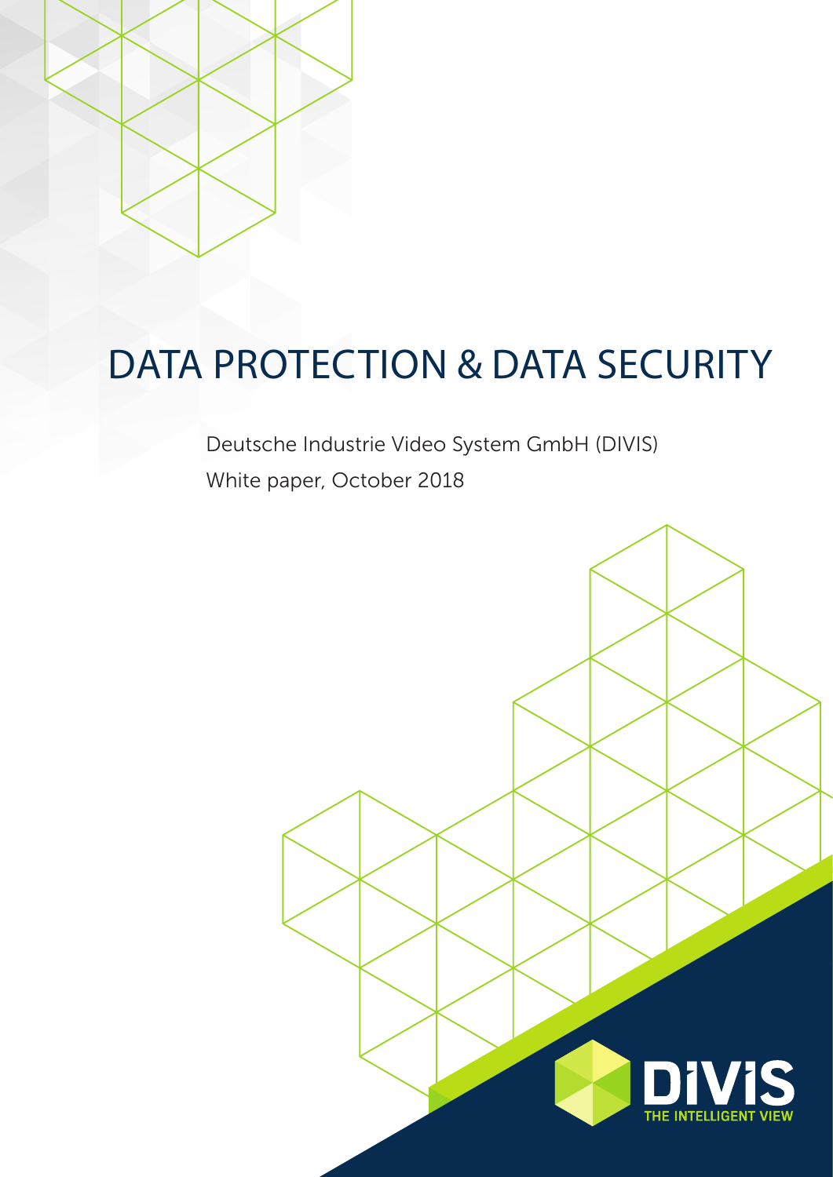# DATA PROTECTION & DATA SECURITY

Deutsche Industrie Video System GmbH (DIVIS)

White paper, October 2018

DIVIS

THE INTELLIGENT VIEW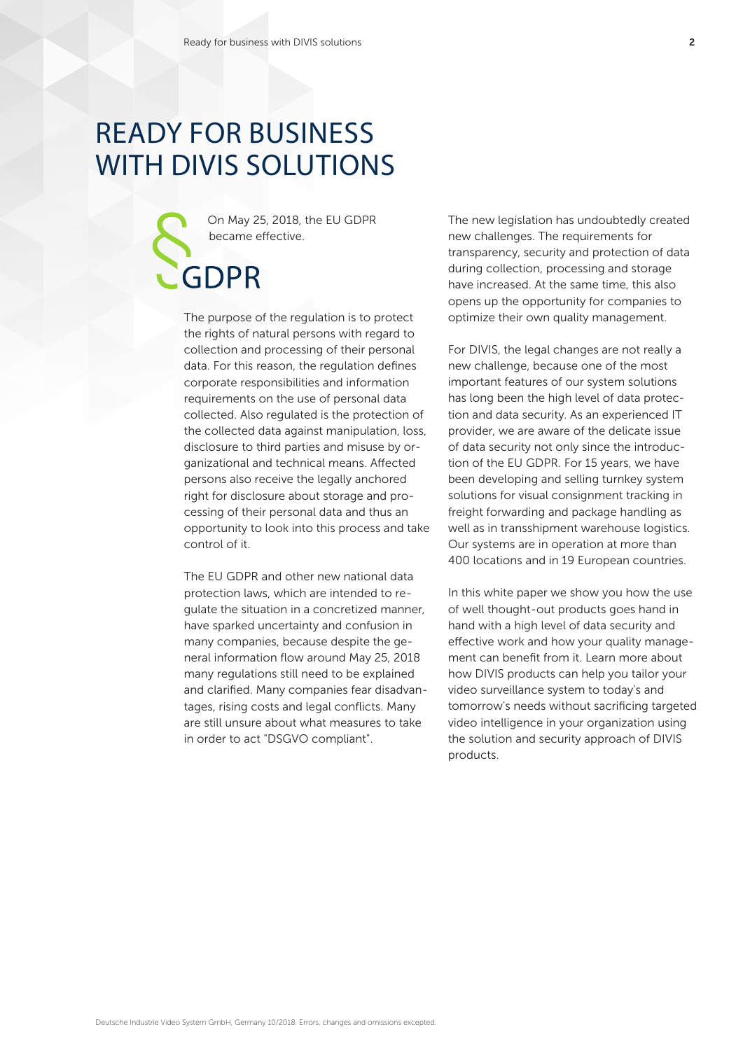# READY FOR BUSINESS WITH DIVIS SOLUTIONS

§ GDPR

On May 25, 2018, the EU GDPR became effective.

The purpose of the regulation is to protect the rights of natural persons with regard to collection and processing of their personal data. For this reason, the regulation defines corporate responsibilities and information requirements on the use of personal data collected. Also regulated is the protection of the collected data against manipulation, loss, disclosure to third parties and misuse by organizational and technical means. Affected persons also receive the legally anchored right for disclosure about storage and processing of their personal data and thus an opportunity to look into this process and take control of it.

The EU GDPR and other new national data protection laws, which are intended to regulate the situation in a concretized manner, have sparked uncertainty and confusion in many companies, because despite the general information flow around May 25, 2018 many regulations still need to be explained and clarified. Many companies fear disadvantages, rising costs and legal conflicts. Many are still unsure about what measures to take in order to act "DSGVO compliant".

The new legislation has undoubtedly created new challenges. The requirements for transparency, security and protection of data during collection, processing and storage have increased. At the same time, this also opens up the opportunity for companies to optimize their own quality management.

For DIVIS, the legal changes are not really a new challenge, because one of the most important features of our system solutions has long been the high level of data protection and data security. As an experienced IT provider, we are aware of the delicate issue of data security not only since the introduction of the EU GDPR. For 15 years, we have been developing and selling turnkey system solutions for visual consignment tracking in freight forwarding and package handling as well as in transshipment warehouse logistics. Our systems are in operation at more than 400 locations and in 19 European countries.

In this white paper we show you how the use of well thought-out products goes hand in hand with a high level of data security and effective work and how your quality management can benefit from it. Learn more about how DIVIS products can help you tailor your video surveillance system to today's and tomorrow's needs without sacrificing targeted video intelligence in your organization using the solution and security approach of DIVIS products.

Deutsche Industrie Video System GmbH, Germany 10/2018. Errors, changes and omissions excepted.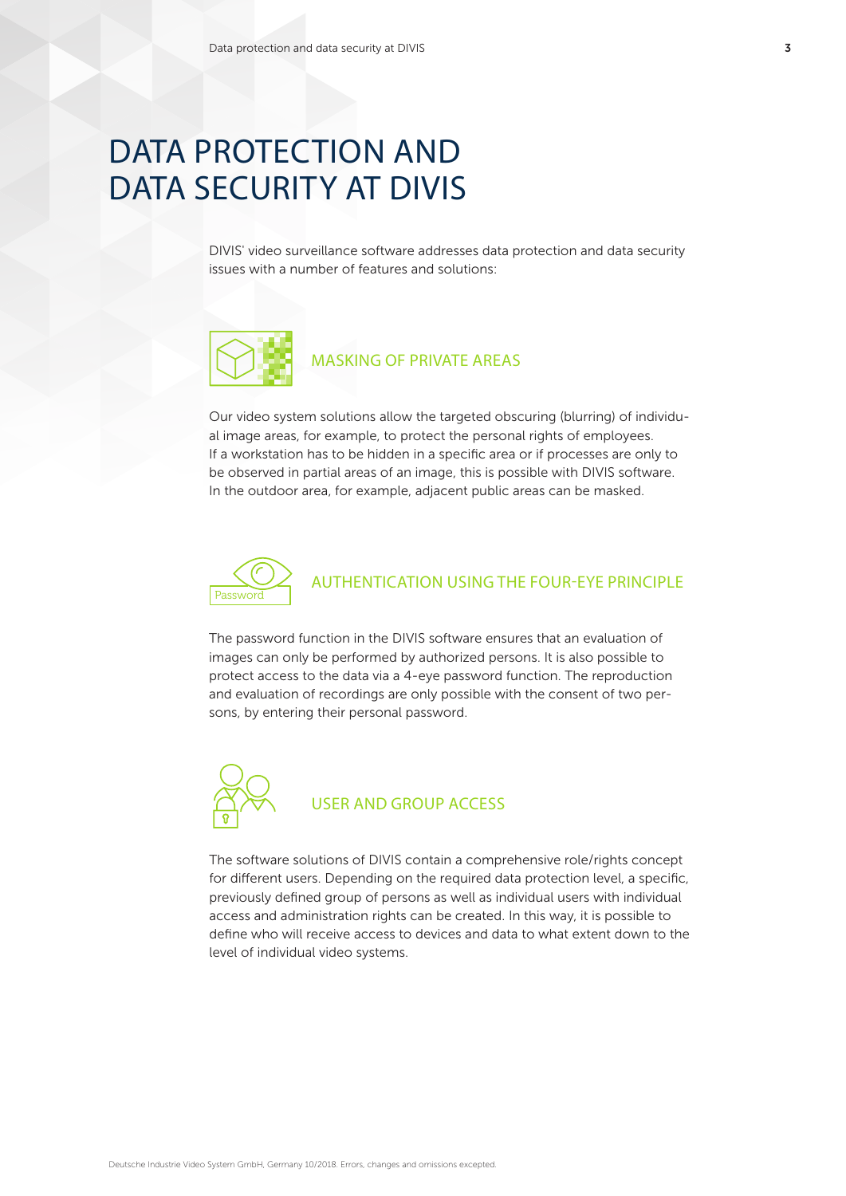# DATA PROTECTION AND DATA SECURITY AT DIVIS

DIVIS' video surveillance software addresses data protection and data security issues with a number of features and solutions:

## MASKING OF PRIVATE AREAS

Our video system solutions allow the targeted obscuring (blurring) of individual image areas, for example, to protect the personal rights of employees. If a workstation has to be hidden in a specific area or if processes are only to be observed in partial areas of an image, this is possible with DIVIS software. In the outdoor area, for example, adjacent public areas can be masked.

## AUTHENTICATION USING THE FOUR-EYE PRINCIPLE

The password function in the DIVIS software ensures that an evaluation of images can only be performed by authorized persons. It is also possible to protect access to the data via a 4-eye password function. The reproduction and evaluation of recordings are only possible with the consent of two persons, by entering their personal password.

## USER AND GROUP ACCESS

The software solutions of DIVIS contain a comprehensive role/rights concept for different users. Depending on the required data protection level, a specific, previously defined group of persons as well as individual users with individual access and administration rights can be created. In this way, it is possible to define who will receive access to devices and data to what extent down to the level of individual video systems.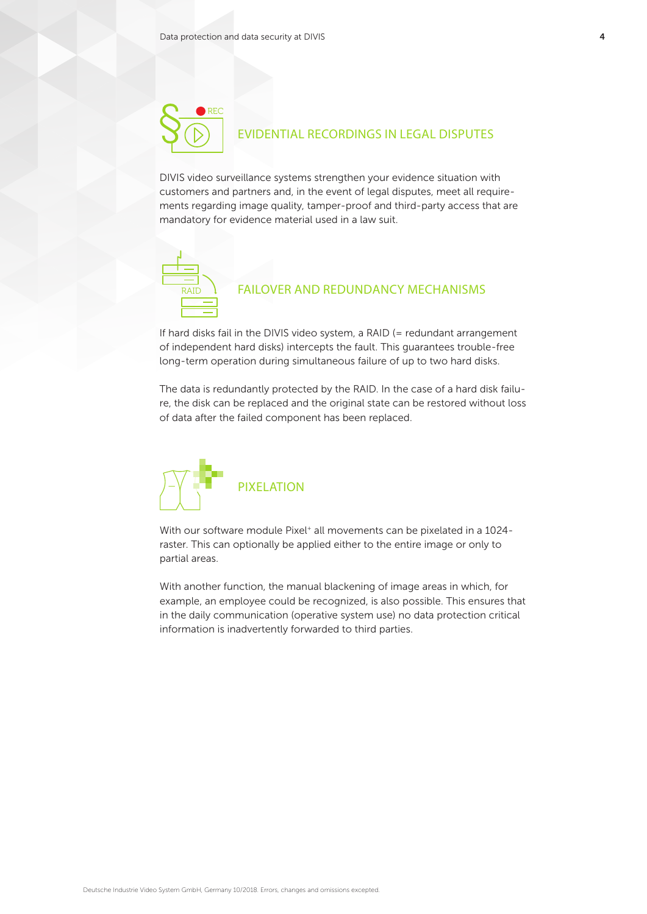## EVIDENTIAL RECORDINGS IN LEGAL DISPUTES

DIVIS video surveillance systems strengthen your evidence situation with customers and partners and, in the event of legal disputes, meet all requirements regarding image quality, tamper-proof and third-party access that are mandatory for evidence material used in a law suit.

## FAILOVER AND REDUNDANCY MECHANISMS

If hard disks fail in the DIVIS video system, a RAID (= redundant arrangement of independent hard disks) intercepts the fault. This guarantees trouble-free long-term operation during simultaneous failure of up to two hard disks.

The data is redundantly protected by the RAID. In the case of a hard disk failure, the disk can be replaced and the original state can be restored without loss of data after the failed component has been replaced.

## PIXELATION

With our software module Pixel⁺ all movements can be pixelated in a 1024-raster. This can optionally be applied either to the entire image or only to partial areas.

With another function, the manual blackening of image areas in which, for example, an employee could be recognized, is also possible. This ensures that in the daily communication (operative system use) no data protection critical information is inadvertently forwarded to third parties.

Deutsche Industrie Video System GmbH, Germany 10/2018. Errors, changes and omissions excepted.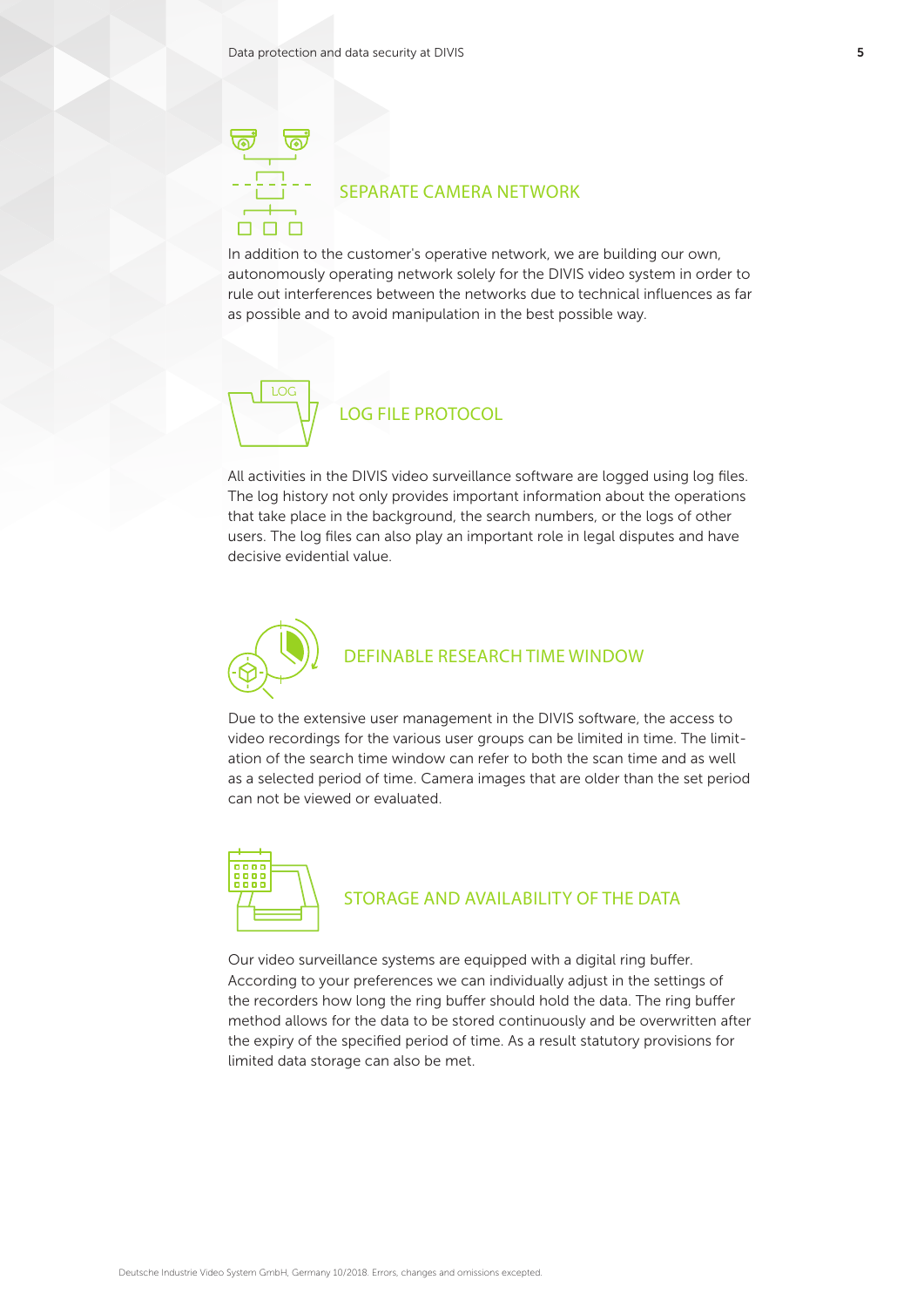## SEPARATE CAMERA NETWORK

In addition to the customer's operative network, we are building our own, autonomously operating network solely for the DIVIS video system in order to rule out interferences between the networks due to technical influences as far as possible and to avoid manipulation in the best possible way.

## LOG FILE PROTOCOL

All activities in the DIVIS video surveillance software are logged using log files. The log history not only provides important information about the operations that take place in the background, the search numbers, or the logs of other users. The log files can also play an important role in legal disputes and have decisive evidential value.

## DEFINABLE RESEARCH TIME WINDOW

Due to the extensive user management in the DIVIS software, the access to video recordings for the various user groups can be limited in time. The limitation of the search time window can refer to both the scan time and as well as a selected period of time. Camera images that are older than the set period can not be viewed or evaluated.

## STORAGE AND AVAILABILITY OF THE DATA

Our video surveillance systems are equipped with a digital ring buffer. According to your preferences we can individually adjust in the settings of the recorders how long the ring buffer should hold the data. The ring buffer method allows for the data to be stored continuously and be overwritten after the expiry of the specified period of time. As a result statutory provisions for limited data storage can also be met.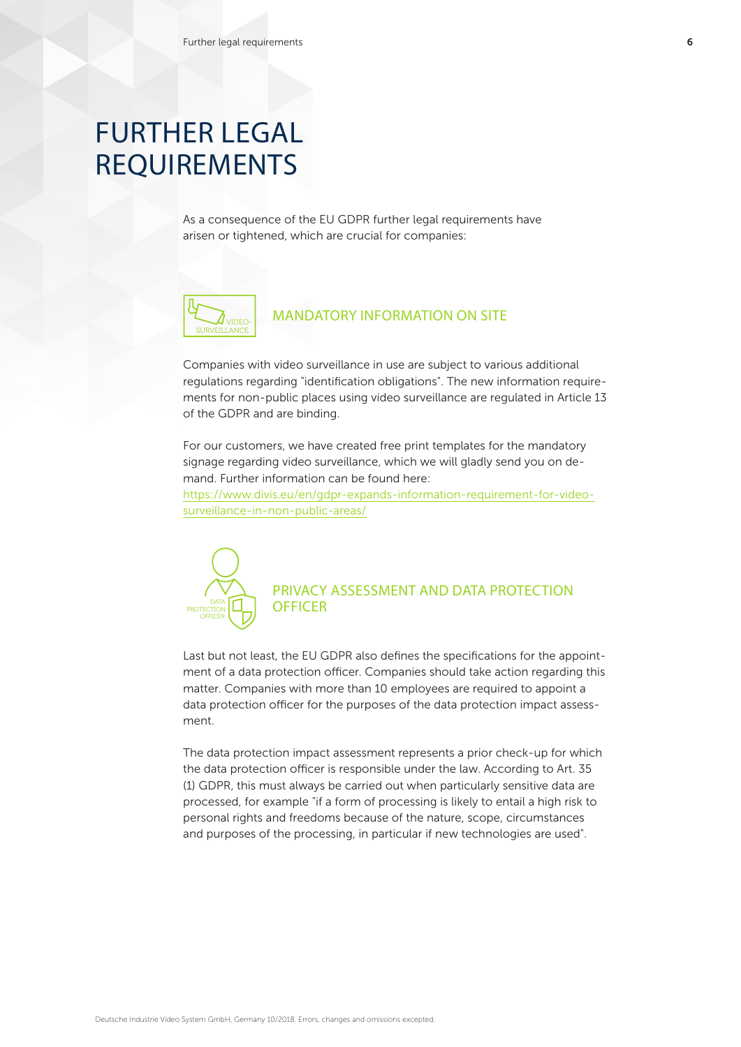# FURTHER LEGAL REQUIREMENTS

As a consequence of the EU GDPR further legal requirements have arisen or tightened, which are crucial for companies:

## MANDATORY INFORMATION ON SITE

Companies with video surveillance in use are subject to various additional regulations regarding "identification obligations". The new information requirements for non-public places using video surveillance are regulated in Article 13 of the GDPR and are binding.

For our customers, we have created free print templates for the mandatory signage regarding video surveillance, which we will gladly send you on demand. Further information can be found here:
https://www.divis.eu/en/gdpr-expands-information-requirement-for-video-surveillance-in-non-public-areas/

## PRIVACY ASSESSMENT AND DATA PROTECTION OFFICER

Last but not least, the EU GDPR also defines the specifications for the appointment of a data protection officer. Companies should take action regarding this matter. Companies with more than 10 employees are required to appoint a data protection officer for the purposes of the data protection impact assessment.

The data protection impact assessment represents a prior check-up for which the data protection officer is responsible under the law. According to Art. 35 (1) GDPR, this must always be carried out when particularly sensitive data are processed, for example "if a form of processing is likely to entail a high risk to personal rights and freedoms because of the nature, scope, circumstances and purposes of the processing, in particular if new technologies are used".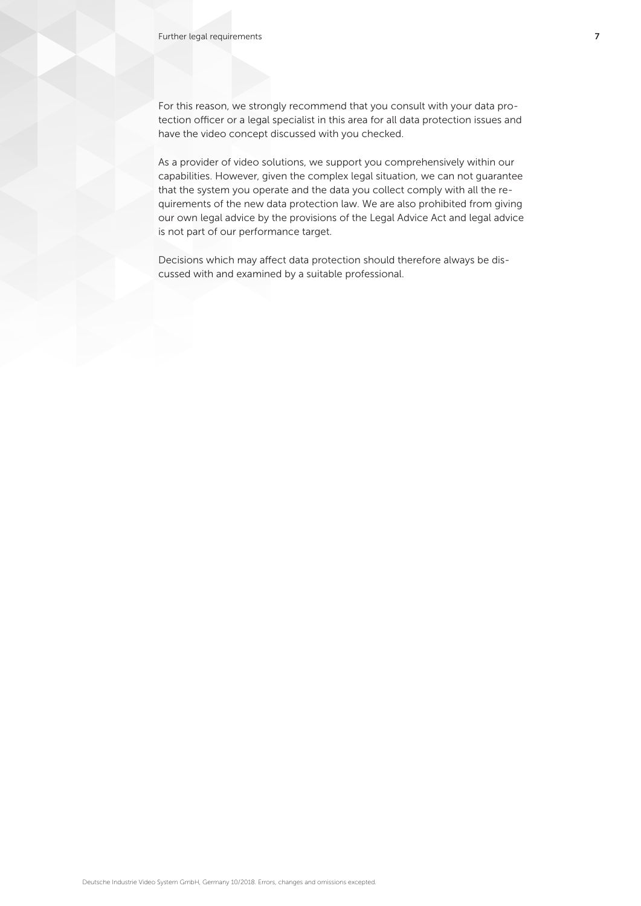For this reason, we strongly recommend that you consult with your data protection officer or a legal specialist in this area for all data protection issues and have the video concept discussed with you checked.

As a provider of video solutions, we support you comprehensively within our capabilities. However, given the complex legal situation, we can not guarantee that the system you operate and the data you collect comply with all the requirements of the new data protection law. We are also prohibited from giving our own legal advice by the provisions of the Legal Advice Act and legal advice is not part of our performance target.

Decisions which may affect data protection should therefore always be discussed with and examined by a suitable professional.